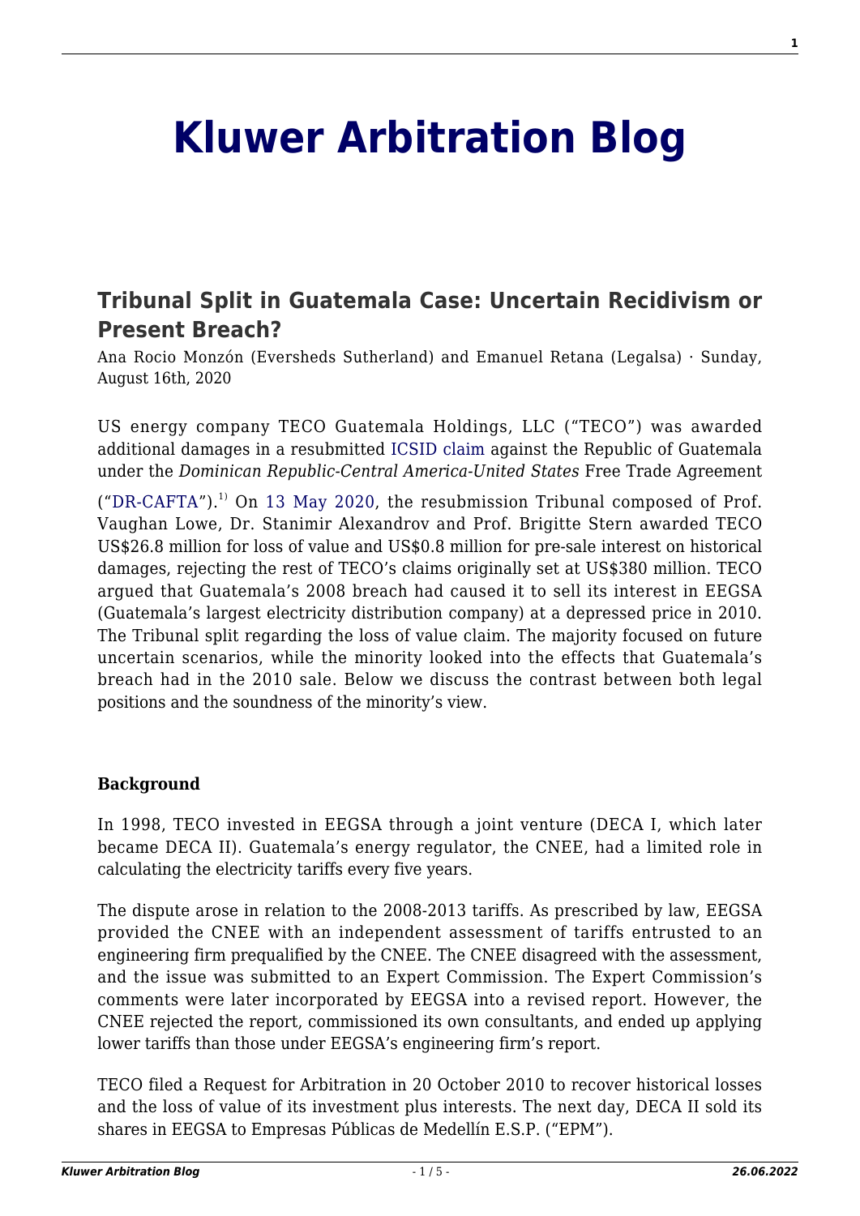# Kluwer Arbitration Blog

## Tribunal Split in Guatemala Case: Uncertain Recidivism or Present Breach?

Ana Rocio Monzón (Eversheds Sutherland) and Emanuel Retana (Legalsa) · Sunday, August 16th, 2020

US energy company TECO Guatemala Holdings, LLC ("TECO") was awarded additional damages in a resubmitted ICSID claim against the Republic of Guatemala under the *Dominican Republic-Central America-United States* Free Trade Agreement ("DR-CAFTA").[1] On 13 May 2020, the resubmission Tribunal composed of Prof. Vaughan Lowe, Dr. Stanimir Alexandrov and Prof. Brigitte Stern awarded TECO US$26.8 million for loss of value and US$0.8 million for pre-sale interest on historical damages, rejecting the rest of TECO's claims originally set at US$380 million. TECO argued that Guatemala's 2008 breach had caused it to sell its interest in EEGSA (Guatemala's largest electricity distribution company) at a depressed price in 2010. The Tribunal split regarding the loss of value claim. The majority focused on future uncertain scenarios, while the minority looked into the effects that Guatemala's breach had in the 2010 sale. Below we discuss the contrast between both legal positions and the soundness of the minority's view.

**Background**

In 1998, TECO invested in EEGSA through a joint venture (DECA I, which later became DECA II). Guatemala's energy regulator, the CNEE, had a limited role in calculating the electricity tariffs every five years.

The dispute arose in relation to the 2008-2013 tariffs. As prescribed by law, EEGSA provided the CNEE with an independent assessment of tariffs entrusted to an engineering firm prequalified by the CNEE. The CNEE disagreed with the assessment, and the issue was submitted to an Expert Commission. The Expert Commission's comments were later incorporated by EEGSA into a revised report. However, the CNEE rejected the report, commissioned its own consultants, and ended up applying lower tariffs than those under EEGSA's engineering firm's report.

TECO filed a Request for Arbitration in 20 October 2010 to recover historical losses and the loss of value of its investment plus interests. The next day, DECA II sold its shares in EEGSA to Empresas Públicas de Medellín E.S.P. ("EPM").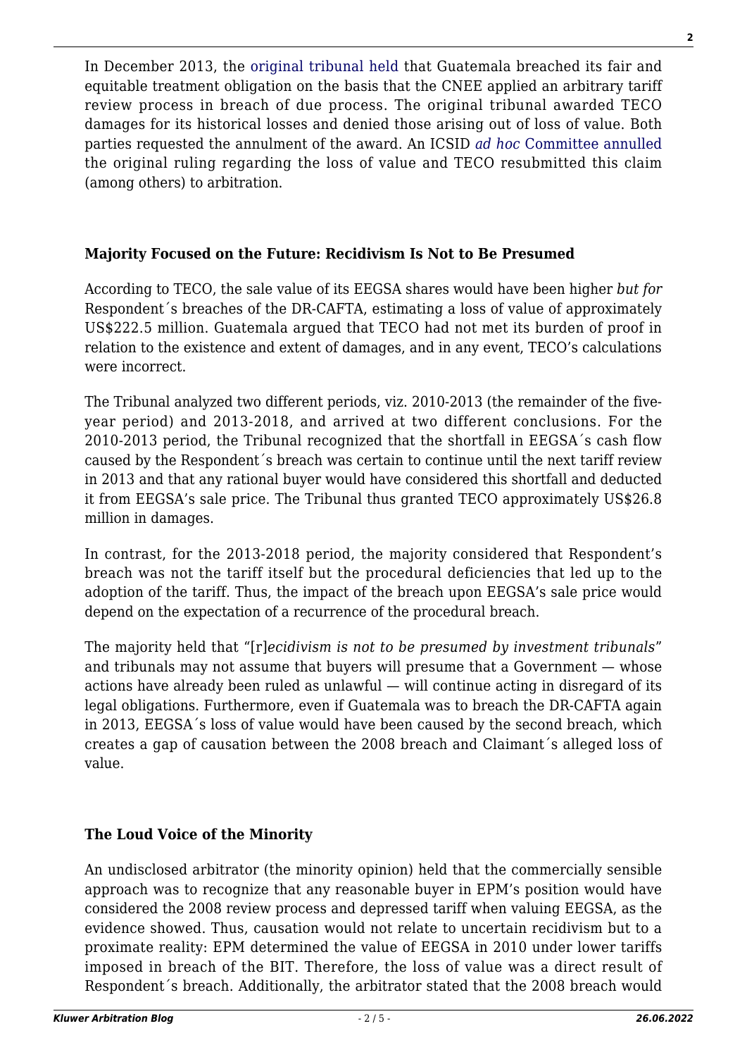In December 2013, the original tribunal held that Guatemala breached its fair and equitable treatment obligation on the basis that the CNEE applied an arbitrary tariff review process in breach of due process. The original tribunal awarded TECO damages for its historical losses and denied those arising out of loss of value. Both parties requested the annulment of the award. An ICSID *ad hoc* Committee annulled the original ruling regarding the loss of value and TECO resubmitted this claim (among others) to arbitration.

### Majority Focused on the Future: Recidivism Is Not to Be Presumed

According to TECO, the sale value of its EEGSA shares would have been higher *but for* Respondent´s breaches of the DR-CAFTA, estimating a loss of value of approximately US$222.5 million. Guatemala argued that TECO had not met its burden of proof in relation to the existence and extent of damages, and in any event, TECO's calculations were incorrect.

The Tribunal analyzed two different periods, viz. 2010-2013 (the remainder of the five-year period) and 2013-2018, and arrived at two different conclusions. For the 2010-2013 period, the Tribunal recognized that the shortfall in EEGSA´s cash flow caused by the Respondent´s breach was certain to continue until the next tariff review in 2013 and that any rational buyer would have considered this shortfall and deducted it from EEGSA's sale price. The Tribunal thus granted TECO approximately US$26.8 million in damages.

In contrast, for the 2013-2018 period, the majority considered that Respondent's breach was not the tariff itself but the procedural deficiencies that led up to the adoption of the tariff. Thus, the impact of the breach upon EEGSA's sale price would depend on the expectation of a recurrence of the procedural breach.

The majority held that "[r]*ecidivism is not to be presumed by investment tribunals*" and tribunals may not assume that buyers will presume that a Government — whose actions have already been ruled as unlawful — will continue acting in disregard of its legal obligations. Furthermore, even if Guatemala was to breach the DR-CAFTA again in 2013, EEGSA´s loss of value would have been caused by the second breach, which creates a gap of causation between the 2008 breach and Claimant´s alleged loss of value.

### The Loud Voice of the Minority

An undisclosed arbitrator (the minority opinion) held that the commercially sensible approach was to recognize that any reasonable buyer in EPM's position would have considered the 2008 review process and depressed tariff when valuing EEGSA, as the evidence showed. Thus, causation would not relate to uncertain recidivism but to a proximate reality: EPM determined the value of EEGSA in 2010 under lower tariffs imposed in breach of the BIT. Therefore, the loss of value was a direct result of Respondent´s breach. Additionally, the arbitrator stated that the 2008 breach would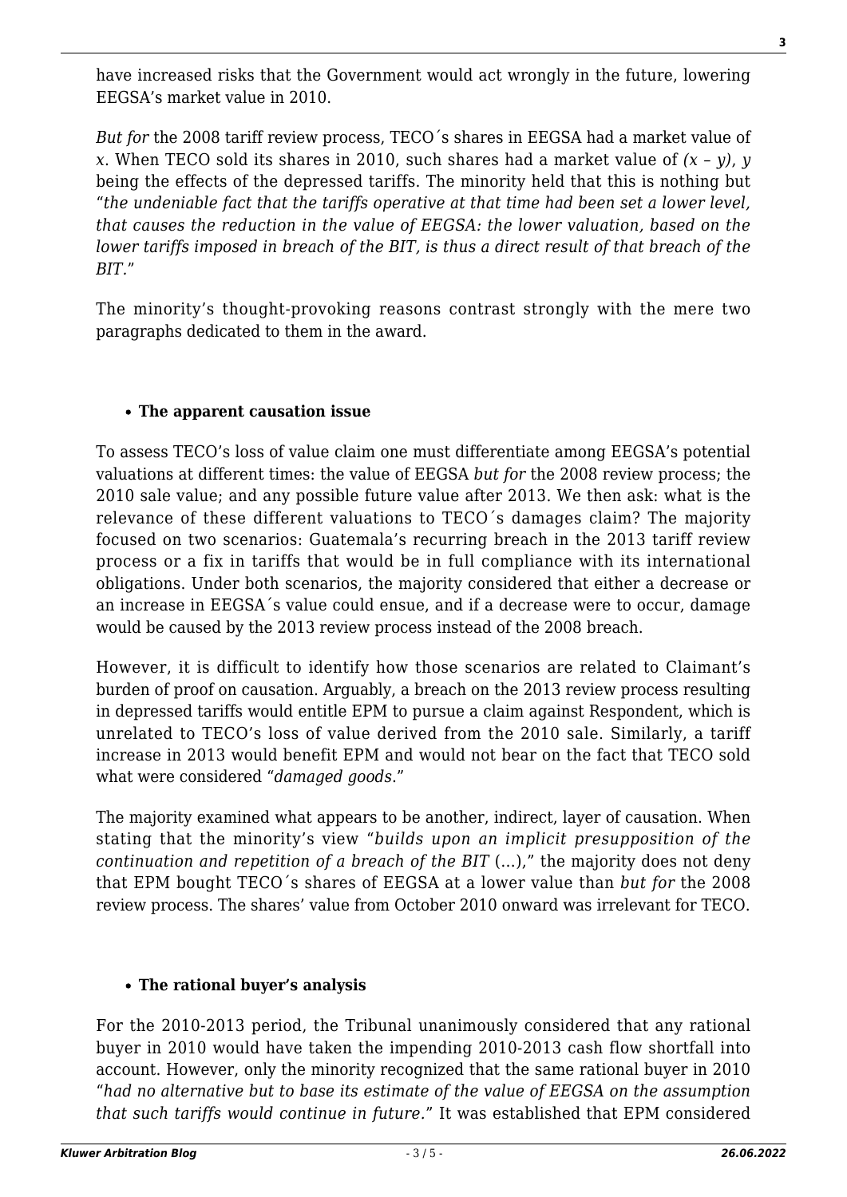have increased risks that the Government would act wrongly in the future, lowering EEGSA's market value in 2010.

*But for* the 2008 tariff review process, TECO´s shares in EEGSA had a market value of $x$. When TECO sold its shares in 2010, such shares had a market value of $(x - y)$, $y$ being the effects of the depressed tariffs. The minority held that this is nothing but "*the undeniable fact that the tariffs operative at that time had been set a lower level, that causes the reduction in the value of EEGSA: the lower valuation, based on the lower tariffs imposed in breach of the BIT, is thus a direct result of that breach of the BIT*."

The minority's thought-provoking reasons contrast strongly with the mere two paragraphs dedicated to them in the award.

- **The apparent causation issue**

To assess TECO's loss of value claim one must differentiate among EEGSA's potential valuations at different times: the value of EEGSA *but for* the 2008 review process; the 2010 sale value; and any possible future value after 2013. We then ask: what is the relevance of these different valuations to TECO´s damages claim? The majority focused on two scenarios: Guatemala's recurring breach in the 2013 tariff review process or a fix in tariffs that would be in full compliance with its international obligations. Under both scenarios, the majority considered that either a decrease or an increase in EEGSA´s value could ensue, and if a decrease were to occur, damage would be caused by the 2013 review process instead of the 2008 breach.

However, it is difficult to identify how those scenarios are related to Claimant's burden of proof on causation. Arguably, a breach on the 2013 review process resulting in depressed tariffs would entitle EPM to pursue a claim against Respondent, which is unrelated to TECO's loss of value derived from the 2010 sale. Similarly, a tariff increase in 2013 would benefit EPM and would not bear on the fact that TECO sold what were considered "*damaged goods*."

The majority examined what appears to be another, indirect, layer of causation. When stating that the minority's view "*builds upon an implicit presupposition of the continuation and repetition of a breach of the BIT* (…)," the majority does not deny that EPM bought TECO´s shares of EEGSA at a lower value than *but for* the 2008 review process. The shares' value from October 2010 onward was irrelevant for TECO.

- **The rational buyer's analysis**

For the 2010-2013 period, the Tribunal unanimously considered that any rational buyer in 2010 would have taken the impending 2010-2013 cash flow shortfall into account. However, only the minority recognized that the same rational buyer in 2010 "*had no alternative but to base its estimate of the value of EEGSA on the assumption that such tariffs would continue in future*." It was established that EPM considered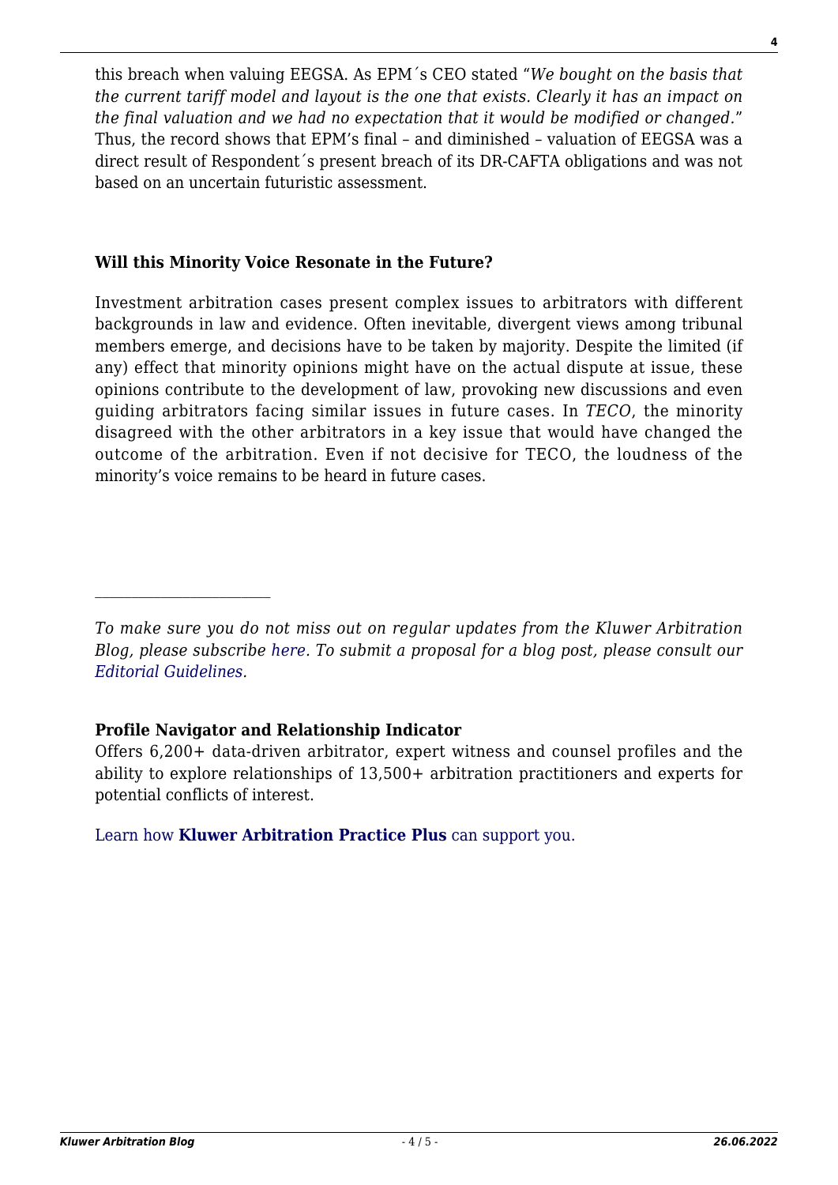this breach when valuing EEGSA. As EPM´s CEO stated "*We bought on the basis that the current tariff model and layout is the one that exists. Clearly it has an impact on the final valuation and we had no expectation that it would be modified or changed.*" Thus, the record shows that EPM's final – and diminished – valuation of EEGSA was a direct result of Respondent´s present breach of its DR-CAFTA obligations and was not based on an uncertain futuristic assessment.

### Will this Minority Voice Resonate in the Future?

Investment arbitration cases present complex issues to arbitrators with different backgrounds in law and evidence. Often inevitable, divergent views among tribunal members emerge, and decisions have to be taken by majority. Despite the limited (if any) effect that minority opinions might have on the actual dispute at issue, these opinions contribute to the development of law, provoking new discussions and even guiding arbitrators facing similar issues in future cases. In *TECO*, the minority disagreed with the other arbitrators in a key issue that would have changed the outcome of the arbitration. Even if not decisive for TECO, the loudness of the minority's voice remains to be heard in future cases.

---

*To make sure you do not miss out on regular updates from the Kluwer Arbitration Blog, please subscribe here. To submit a proposal for a blog post, please consult our Editorial Guidelines.*

**Profile Navigator and Relationship Indicator**

Offers 6,200+ data-driven arbitrator, expert witness and counsel profiles and the ability to explore relationships of 13,500+ arbitration practitioners and experts for potential conflicts of interest.

Learn how **Kluwer Arbitration Practice Plus** can support you.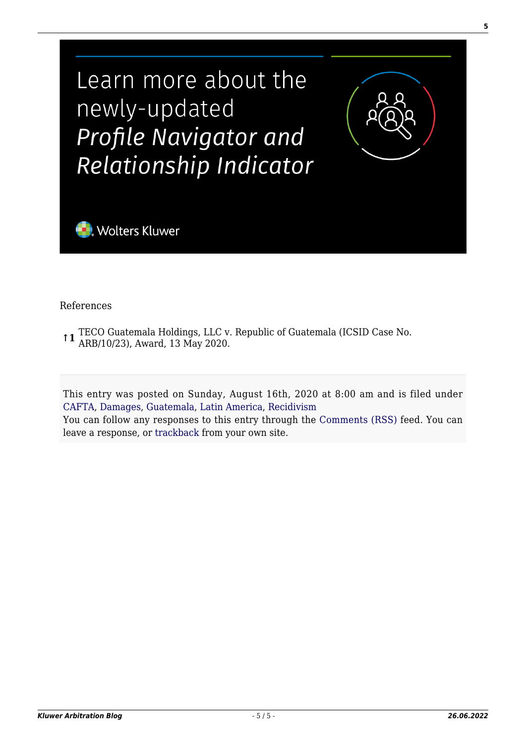Learn more about the newly-updated *Profile Navigator and Relationship Indicator*

Wolters Kluwer

References

↑1 TECO Guatemala Holdings, LLC v. Republic of Guatemala (ICSID Case No. ARB/10/23), Award, 13 May 2020.

This entry was posted on Sunday, August 16th, 2020 at 8:00 am and is filed under CAFTA, Damages, Guatemala, Latin America, Recidivism
You can follow any responses to this entry through the Comments (RSS) feed. You can leave a response, or trackback from your own site.